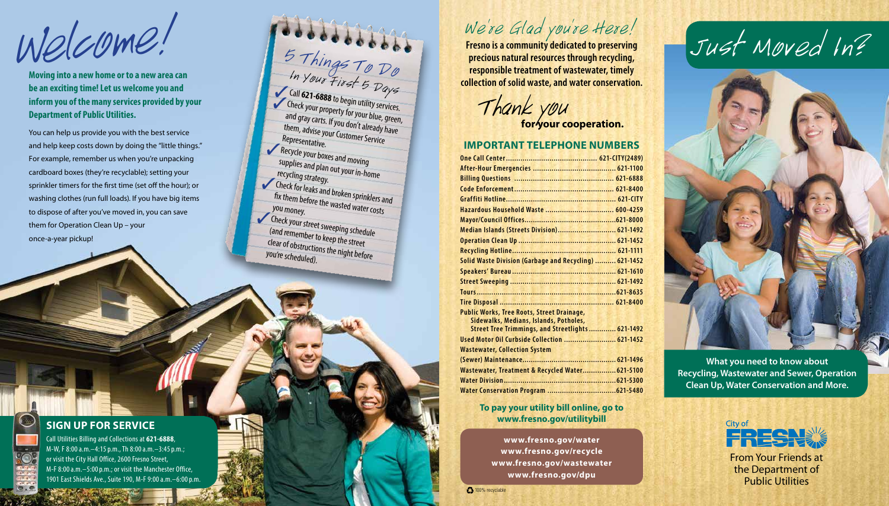# Welcome!

**Moving into a new home or to a new area can be an exciting time! Let us welcome you and inform you of the many services provided by your Department of Public Utilities.**

You can help us provide you with the best service and help keep costs down by doing the "little things." For example, remember us when you're unpacking cardboard boxes (they're recyclable); setting your sprinkler timers for the first time (set off the hour); or washing clothes (run full loads). If you have big items to dispose of after you've moved in, you can save them for Operation Clean Up – your once-a-year pickup!

## 5 Things To Do In Your First 5 Days

- ✓ Call **621-6888** to begin utility services.
- ✓ Check your property for your blue, green, and gray carts. If you don't already have them, advise your Customer Service Representative.
- ✓ Recycle your boxes and moving supplies and plan out your in-home recycling strategy.
- ✓ Check for leaks and broken sprinklers and fix them before the wasted water costs you money.
- ✓ Check your street sweeping schedule (and remember to keep the street clear of obstructions the night before you're scheduled).

## SIGN UP FOR SERVICE

Call Utilities Billing and Collections at **621-6888**, M-W, F 8:00 a.m.–4:15 p.m., Th 8:00 a.m.–3:45 p.m.; or visit the City Hall Office, 2600 Fresno Street, M-F 8:00 a.m.–5:00 p.m.; or visit the Manchester Office, 1901 East Shields Ave., Suite 190, M-F 9:00 a.m.–6:00 p.m.

# We're Glad you're Here!

**Fresno is a community dedicated to preserving precious natural resources through recycling, responsible treatment of wastewater, timely collection of solid waste, and water conservation.**

*Thank you* **for your cooperation.**

## IMPORTANT TELEPHONE NUMBERS

| Service | Number |
|---|---|
| One Call Center | 621-CITY(2489) |
| After-Hour Emergencies | 621-1100 |
| Billing Questions | 621-6888 |
| Code Enforcement | 621-8400 |
| Graffiti Hotline | 621-CITY |
| Hazardous Household Waste | 600-4259 |
| Mayor/Council Offices | 621-8000 |
| Median Islands (Streets Division) | 621-1492 |
| Operation Clean Up | 621-1452 |
| Recycling Hotline | 621-1111 |
| Solid Waste Division (Garbage and Recycling) | 621-1452 |
| Speakers' Bureau | 621-1610 |
| Street Sweeping | 621-1492 |
| Tours | 621-8635 |
| Tire Disposal | 621-8400 |
| Public Works, Tree Roots, Street Drainage, Sidewalks, Medians, Islands, Potholes, Street Tree Trimmings, and Streetlights | 621-1492 |
| Used Motor Oil Curbside Collection | 621-1452 |
| Wastewater, Collection System (Sewer) Maintenance | 621-1496 |
| Wastewater, Treatment & Recycled Water | 621-5100 |
| Water Division | 621-5300 |
| Water Conservation Program | 621-5480 |

**To pay your utility bill online, go to www.fresno.gov/utilitybill**

**www.fresno.gov/water**
**www.fresno.gov/recycle**
**www.fresno.gov/wastewater**
**www.fresno.gov/dpu**

100% recyclable

# Just Moved In?

**What you need to know about Recycling, Wastewater and Sewer, Operation Clean Up, Water Conservation and More.**

City of FRESNO

From Your Friends at the Department of Public Utilities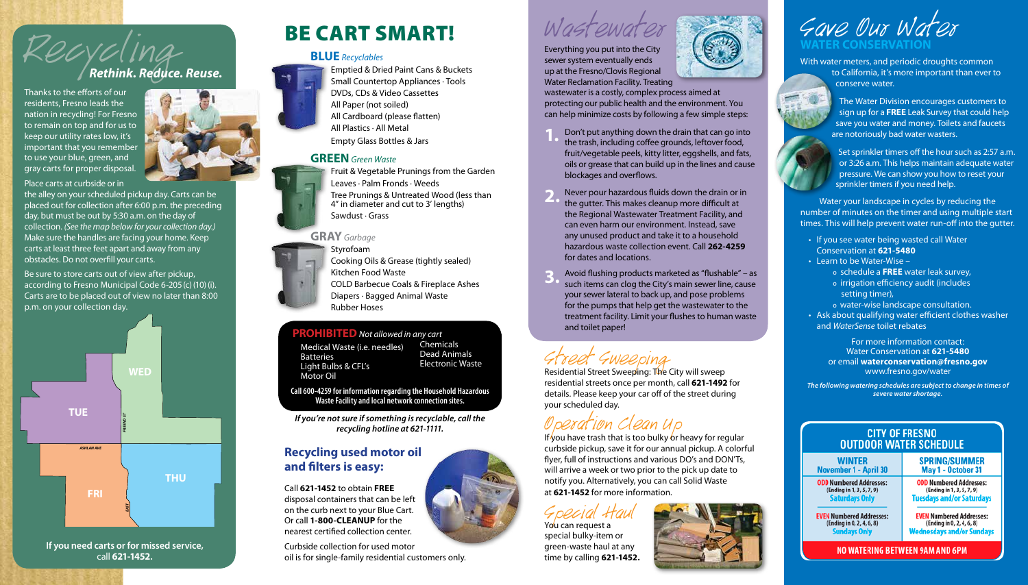# Recycling

## *Rethink. Reduce. Reuse.*

Thanks to the efforts of our residents, Fresno leads the nation in recycling! For Fresno to remain on top and for us to keep our utility rates low, it's important that you remember to use your blue, green, and gray carts for proper disposal.

Place carts at curbside or in the alley on your scheduled pickup day. Carts can be placed out for collection after 6:00 p.m. the preceding day, but must be out by 5:30 a.m. on the day of collection. *(See the map below for your collection day.)* Make sure the handles are facing your home. Keep carts at least three feet apart and away from any obstacles. Do not overfill your carts.

Be sure to store carts out of view after pickup, according to Fresno Municipal Code 6-205 (c) (10) (i). Carts are to be placed out of view no later than 8:00 p.m. on your collection day.

WED
TUE
FRESNO ST
ASHLAN AVE
THU
FRI
EAST

**If you need carts or for missed service, call 621-1452.**

# BE CART SMART!

## BLUE *Recyclables*

Emptied & Dried Paint Cans & Buckets
Small Countertop Appliances · Tools
DVDs, CDs & Video Cassettes
All Paper (not soiled)
All Cardboard (please flatten)
All Plastics · All Metal
Empty Glass Bottles & Jars

## GREEN *Green Waste*

Fruit & Vegetable Prunings from the Garden
Leaves · Palm Fronds · Weeds
Tree Prunings & Untreated Wood (less than 4" in diameter and cut to 3' lengths)
Sawdust · Grass

## GRAY *Garbage*

Styrofoam
Cooking Oils & Grease (tightly sealed)
Kitchen Food Waste
COLD Barbecue Coals & Fireplace Ashes
Diapers · Bagged Animal Waste
Rubber Hoses

## PROHIBITED *Not allowed in any cart*

Medical Waste (i.e. needles)
Batteries
Light Bulbs & CFL's
Motor Oil
Chemicals
Dead Animals
Electronic Waste

**Call 600-4259 for information regarding the Household Hazardous Waste Facility and local network connection sites.**

***If you're not sure if something is recyclable, call the recycling hotline at 621-1111.***

## Recycling used motor oil and filters is easy:

Call **621-1452** to obtain **FREE** disposal containers that can be left on the curb next to your Blue Cart. Or call **1-800-CLEANUP** for the nearest certified collection center.

Curbside collection for used motor oil is for single-family residential customers only.

# Wastewater

Everything you put into the City sewer system eventually ends up at the Fresno/Clovis Regional Water Reclamation Facility. Treating wastewater is a costly, complex process aimed at protecting our public health and the environment. You can help minimize costs by following a few simple steps:

1. Don't put anything down the drain that can go into the trash, including coffee grounds, leftover food, fruit/vegetable peels, kitty litter, eggshells, and fats, oils or grease that can build up in the lines and cause blockages and overflows.
2. Never pour hazardous fluids down the drain or in the gutter. This makes cleanup more difficult at the Regional Wastewater Treatment Facility, and can even harm our environment. Instead, save any unused product and take it to a household hazardous waste collection event. Call **262-4259** for dates and locations.
3. Avoid flushing products marketed as "flushable" – as such items can clog the City's main sewer line, cause your sewer lateral to back up, and pose problems for the pumps that help get the wastewater to the treatment facility. Limit your flushes to human waste and toilet paper!

## Street Sweeping

Residential Street Sweeping: The City will sweep residential streets once per month, call **621-1492** for details. Please keep your car off of the street during your scheduled day.

## Operation Clean Up

If you have trash that is too bulky or heavy for regular curbside pickup, save it for our annual pickup. A colorful flyer, full of instructions and various DO's and DON'Ts, will arrive a week or two prior to the pick up date to notify you. Alternatively, you can call Solid Waste at **621-1452** for more information.

## Special Haul

You can request a special bulky-item or green-waste haul at any time by calling **621-1452.**

# Save Our Water

## WATER CONSERVATION

With water meters, and periodic droughts common to California, it's more important than ever to conserve water.

The Water Division encourages customers to sign up for a **FREE** Leak Survey that could help save you water and money. Toilets and faucets are notoriously bad water wasters.

Set sprinkler timers off the hour such as 2:57 a.m. or 3:26 a.m. This helps maintain adequate water pressure. We can show you how to reset your sprinkler timers if you need help.

Water your landscape in cycles by reducing the number of minutes on the timer and using multiple start times. This will help prevent water run-off into the gutter.

- If you see water being wasted call Water Conservation at **621-5480**
- Learn to be Water-Wise –
  - schedule a **FREE** water leak survey,
  - irrigation efficiency audit (includes setting timer),
  - water-wise landscape consultation.
- Ask about qualifying water efficient clothes washer and *WaterSense* toilet rebates

For more information contact:
Water Conservation at **621-5480**
or email **waterconservation@fresno.gov**
www.fresno.gov/water

***The following watering schedules are subject to change in times of severe water shortage.***

## CITY OF FRESNO OUTDOOR WATER SCHEDULE

| WINTER November 1 - April 30 | SPRING/SUMMER May 1 - October 31 |
|---|---|
| **ODD** Numbered Addresses: (Ending in 1, 3, 5, 7, 9) **Saturdays Only** | **ODD** Numbered Addresses: (Ending in 1, 3, 5, 7, 9) **Tuesdays and/or Saturdays** |
| **EVEN** Numbered Addresses: (Ending in 0, 2, 4, 6, 8) **Sundays Only** | **EVEN** Numbered Addresses: (Ending in 0, 2, 4, 6, 8) **Wednesdays and/or Sundays** |

**NO WATERING BETWEEN 9AM AND 6PM**